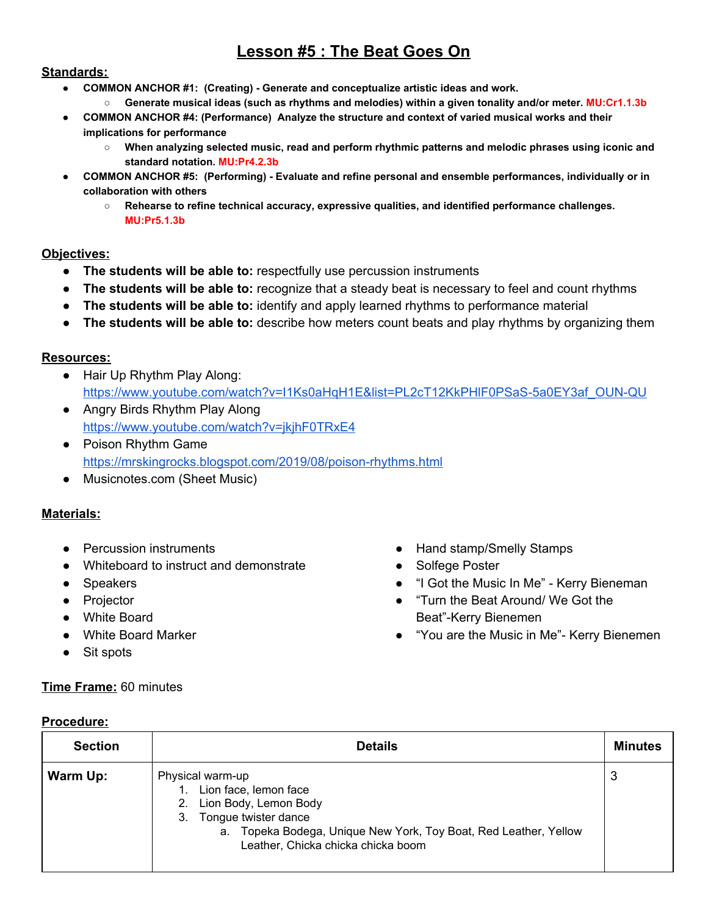# Lesson #5 : The Beat Goes On

**Standards:**

- **COMMON ANCHOR #1: (Creating) - Generate and conceptualize artistic ideas and work.**
  - **Generate musical ideas (such as rhythms and melodies) within a given tonality and/or meter. MU:Cr1.1.3b**
- **COMMON ANCHOR #4: (Performance) Analyze the structure and context of varied musical works and their implications for performance**
  - **When analyzing selected music, read and perform rhythmic patterns and melodic phrases using iconic and standard notation. MU:Pr4.2.3b**
- **COMMON ANCHOR #5: (Performing) - Evaluate and refine personal and ensemble performances, individually or in collaboration with others**
  - **Rehearse to refine technical accuracy, expressive qualities, and identified performance challenges. MU:Pr5.1.3b**

**Objectives:**

- **The students will be able to:** respectfully use percussion instruments
- **The students will be able to:** recognize that a steady beat is necessary to feel and count rhythms
- **The students will be able to:** identify and apply learned rhythms to performance material
- **The students will be able to:** describe how meters count beats and play rhythms by organizing them

**Resources:**

- Hair Up Rhythm Play Along: https://www.youtube.com/watch?v=I1Ks0aHqH1E&list=PL2cT12KkPHlF0PSaS-5a0EY3af_OUN-QU
- Angry Birds Rhythm Play Along https://www.youtube.com/watch?v=jkjhF0TRxE4
- Poison Rhythm Game https://mrskingrocks.blogspot.com/2019/08/poison-rhythms.html
- Musicnotes.com (Sheet Music)

**Materials:**

- Percussion instruments
- Whiteboard to instruct and demonstrate
- Speakers
- Projector
- White Board
- White Board Marker
- Sit spots
- Hand stamp/Smelly Stamps
- Solfege Poster
- "I Got the Music In Me" - Kerry Bieneman
- "Turn the Beat Around/ We Got the Beat"-Kerry Bienemen
- "You are the Music in Me"- Kerry Bienemen

**Time Frame:** 60 minutes

**Procedure:**

| Section | Details | Minutes |
|---|---|---|
| **Warm Up:** | Physical warm-up<br>1. Lion face, lemon face<br>2. Lion Body, Lemon Body<br>3. Tongue twister dance<br>a. Topeka Bodega, Unique New York, Toy Boat, Red Leather, Yellow Leather, Chicka chicka chicka boom | 3 |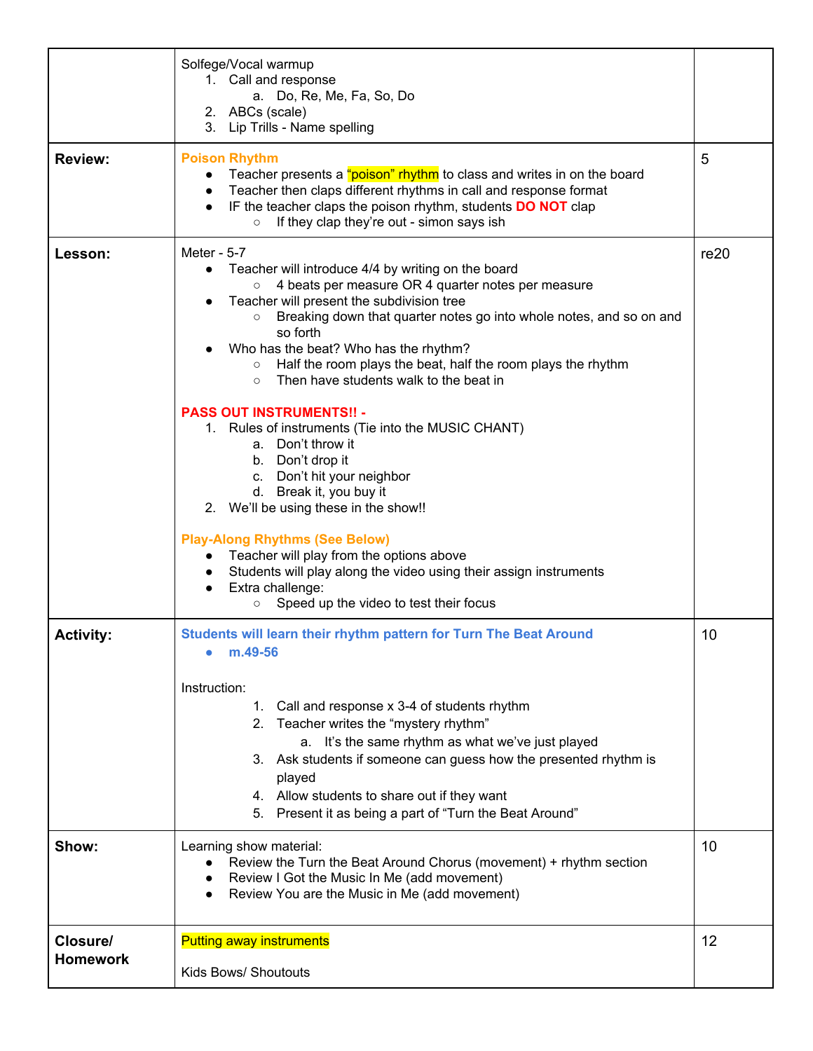|  |  |  |
|---|---|---|
|  | Solfege/Vocal warmup<br>1. Call and response<br>a. Do, Re, Me, Fa, So, Do<br>2. ABCs (scale)<br>3. Lip Trills - Name spelling |  |
| **Review:** | **Poison Rhythm**<br>• Teacher presents a "poison" rhythm to class and writes in on the board<br>• Teacher then claps different rhythms in call and response format<br>• IF the teacher claps the poison rhythm, students **DO NOT** clap<br>○ If they clap they're out - simon says ish | 5 |
| **Lesson:** | Meter - 5-7<br>• Teacher will introduce 4/4 by writing on the board<br>○ 4 beats per measure OR 4 quarter notes per measure<br>• Teacher will present the subdivision tree<br>○ Breaking down that quarter notes go into whole notes, and so on and so forth<br>• Who has the beat? Who has the rhythm?<br>○ Half the room plays the beat, half the room plays the rhythm<br>○ Then have students walk to the beat in<br><br>**PASS OUT INSTRUMENTS!! -**<br>1. Rules of instruments (Tie into the MUSIC CHANT)<br>a. Don't throw it<br>b. Don't drop it<br>c. Don't hit your neighbor<br>d. Break it, you buy it<br>2. We'll be using these in the show!!<br><br>**Play-Along Rhythms (See Below)**<br>• Teacher will play from the options above<br>• Students will play along the video using their assign instruments<br>• Extra challenge:<br>○ Speed up the video to test their focus | re20 |
| **Activity:** | **Students will learn their rhythm pattern for Turn The Beat Around**<br>• **m.49-56**<br><br>Instruction:<br>1. Call and response x 3-4 of students rhythm<br>2. Teacher writes the "mystery rhythm"<br>a. It's the same rhythm as what we've just played<br>3. Ask students if someone can guess how the presented rhythm is played<br>4. Allow students to share out if they want<br>5. Present it as being a part of "Turn the Beat Around" | 10 |
| **Show:** | Learning show material:<br>• Review the Turn the Beat Around Chorus (movement) + rhythm section<br>• Review I Got the Music In Me (add movement)<br>• Review You are the Music in Me (add movement) | 10 |
| **Closure/ Homework** | Putting away instruments<br><br>Kids Bows/ Shoutouts | 12 |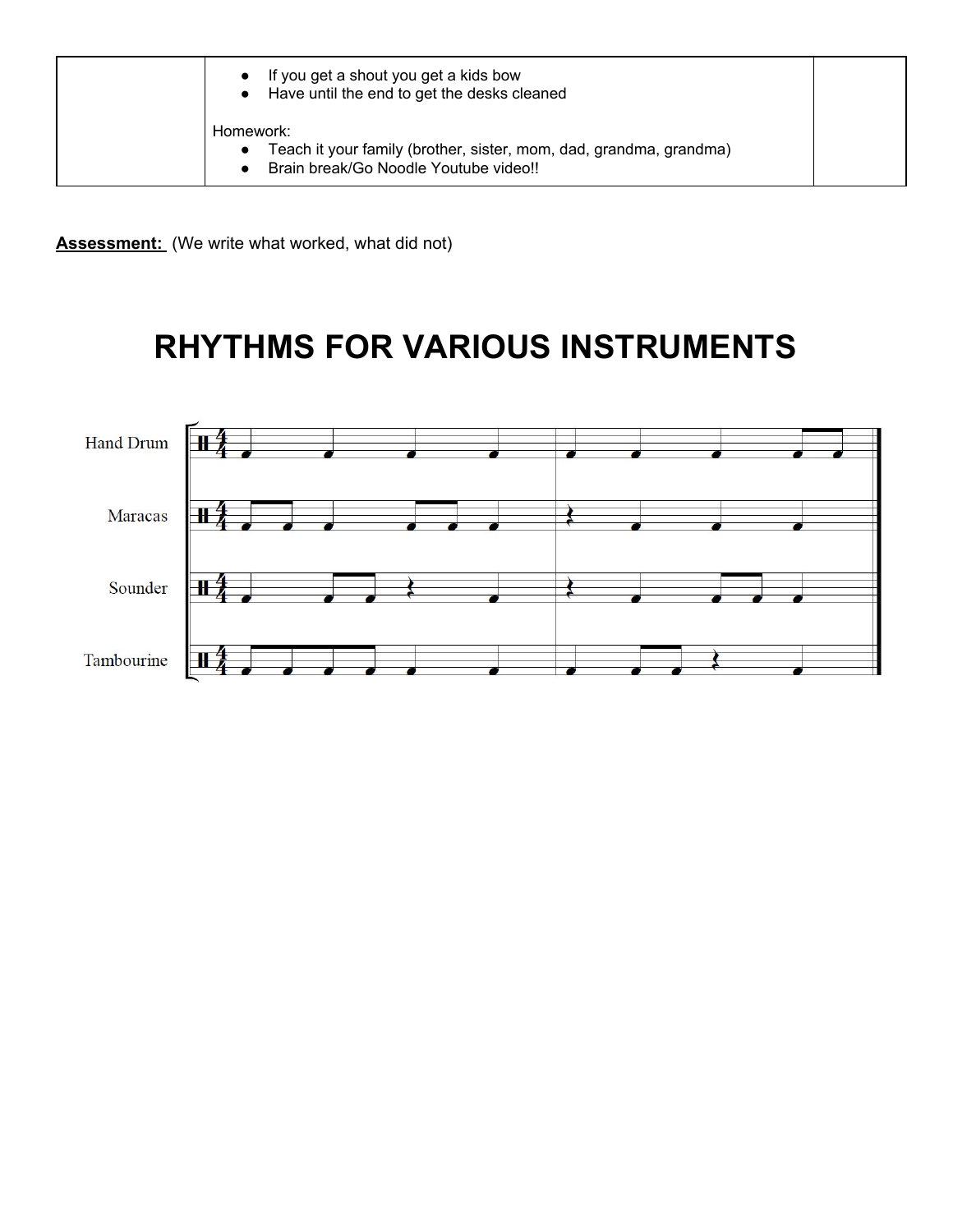| | | |
|---|---|---|
| | - If you get a shout you get a kids bow<br>- Have until the end to get the desks cleaned<br><br>Homework:<br>- Teach it your family (brother, sister, mom, dad, grandma, grandma)<br>- Brain break/Go Noodle Youtube video!! | |

**Assessment:** (We write what worked, what did not)

# RHYTHMS FOR VARIOUS INSTRUMENTS

Hand Drum

Maracas

Sounder

Tambourine